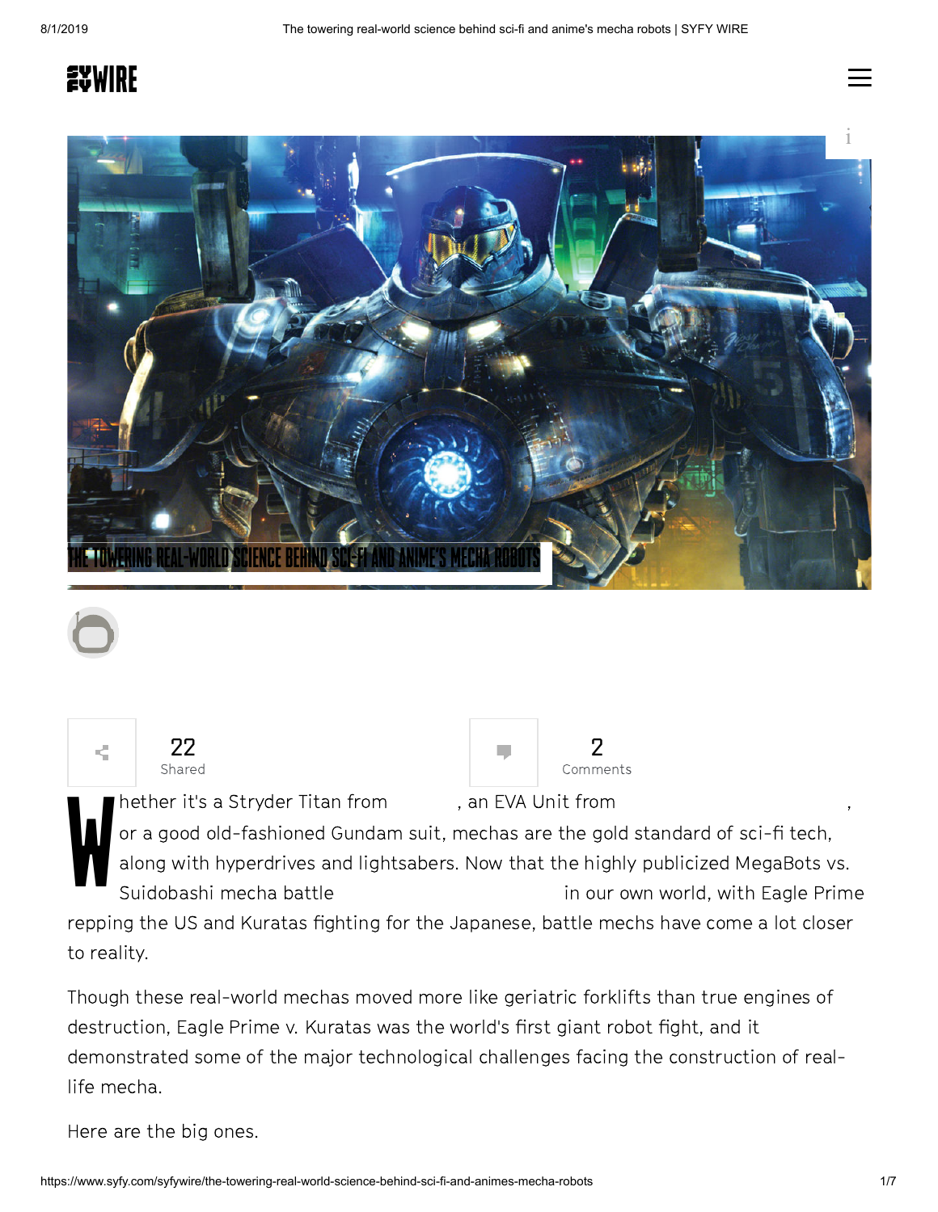# THE TOWERING REAL-WORLD SCIENCE BEHIND SCI-FI AND ANIME'S MECHA ROBOTS

22 Shared

2 Comments

Whether it's a Stryder Titan from , an EVA Unit from , or a good old-fashioned Gundam suit, mechas are the gold standard of sci-fi tech, along with hyperdrives and lightsabers. Now that the highly publicized MegaBots vs. Suidobashi mecha battle in our own world, with Eagle Prime repping the US and Kuratas fighting for the Japanese, battle mechs have come a lot closer to reality.

Though these real-world mechas moved more like geriatric forklifts than true engines of destruction, Eagle Prime v. Kuratas was the world's first giant robot fight, and it demonstrated some of the major technological challenges facing the construction of real-life mecha.

Here are the big ones.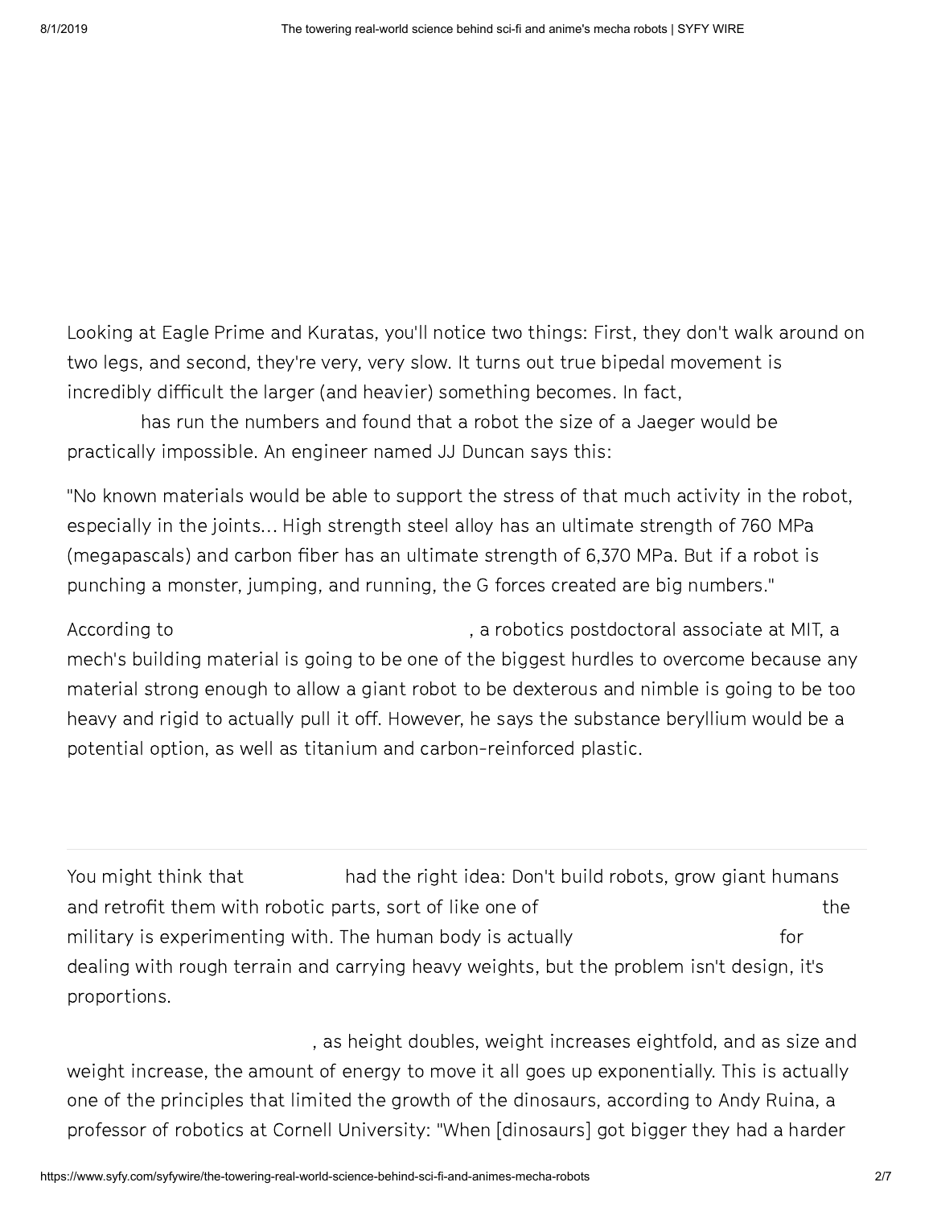Looking at Eagle Prime and Kuratas, you'll notice two things: First, they don't walk around on two legs, and second, they're very, very slow. It turns out true bipedal movement is incredibly difficult the larger (and heavier) something becomes. In fact, has run the numbers and found that a robot the size of a Jaeger would be practically impossible. An engineer named JJ Duncan says this:

"No known materials would be able to support the stress of that much activity in the robot, especially in the joints... High strength steel alloy has an ultimate strength of 760 MPa (megapascals) and carbon fiber has an ultimate strength of 6,370 MPa. But if a robot is punching a monster, jumping, and running, the G forces created are big numbers."

According to , a robotics postdoctoral associate at MIT, a mech's building material is going to be one of the biggest hurdles to overcome because any material strong enough to allow a giant robot to be dexterous and nimble is going to be too heavy and rigid to actually pull it off. However, he says the substance beryllium would be a potential option, as well as titanium and carbon-reinforced plastic.

---

You might think that had the right idea: Don't build robots, grow giant humans and retrofit them with robotic parts, sort of like one of the military is experimenting with. The human body is actually for dealing with rough terrain and carrying heavy weights, but the problem isn't design, it's proportions.

, as height doubles, weight increases eightfold, and as size and weight increase, the amount of energy to move it all goes up exponentially. This is actually one of the principles that limited the growth of the dinosaurs, according to Andy Ruina, a professor of robotics at Cornell University: "When [dinosaurs] got bigger they had a harder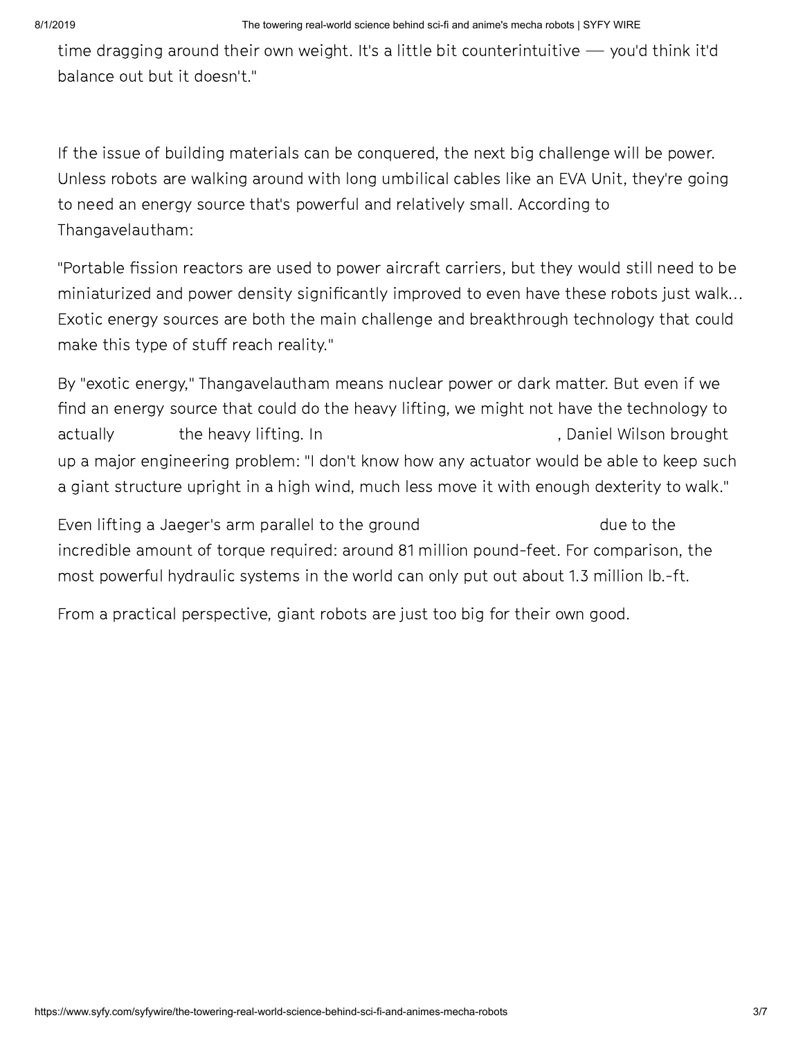time dragging around their own weight. It's a little bit counterintuitive — you'd think it'd balance out but it doesn't."

If the issue of building materials can be conquered, the next big challenge will be power. Unless robots are walking around with long umbilical cables like an EVA Unit, they're going to need an energy source that's powerful and relatively small. According to Thangavelautham:

"Portable fission reactors are used to power aircraft carriers, but they would still need to be miniaturized and power density significantly improved to even have these robots just walk... Exotic energy sources are both the main challenge and breakthrough technology that could make this type of stuff reach reality."

By "exotic energy," Thangavelautham means nuclear power or dark matter. But even if we find an energy source that could do the heavy lifting, we might not have the technology to actually the heavy lifting. In , Daniel Wilson brought up a major engineering problem: "I don't know how any actuator would be able to keep such a giant structure upright in a high wind, much less move it with enough dexterity to walk."

Even lifting a Jaeger's arm parallel to the ground due to the incredible amount of torque required: around 81 million pound-feet. For comparison, the most powerful hydraulic systems in the world can only put out about 1.3 million lb.-ft.

From a practical perspective, giant robots are just too big for their own good.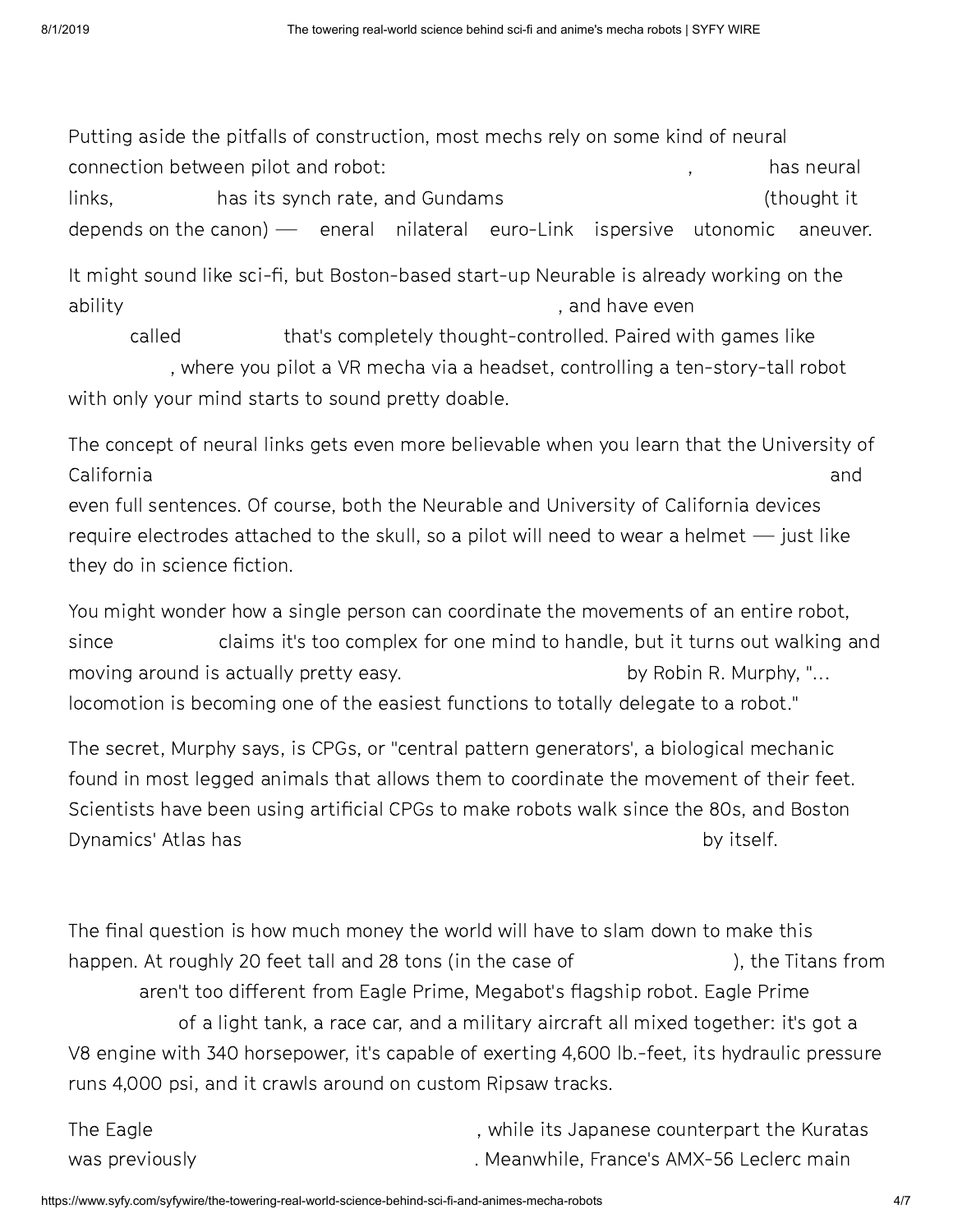Putting aside the pitfalls of construction, most mechs rely on some kind of neural connection between pilot and robot: , has neural links, has its synch rate, and Gundams (thought it depends on the canon) — eneral nilateral euro-Link ispersive utonomic aneuver.

It might sound like sci-fi, but Boston-based start-up Neurable is already working on the ability , and have even called that's completely thought-controlled. Paired with games like , where you pilot a VR mecha via a headset, controlling a ten-story-tall robot with only your mind starts to sound pretty doable.

The concept of neural links gets even more believable when you learn that the University of California and even full sentences. Of course, both the Neurable and University of California devices require electrodes attached to the skull, so a pilot will need to wear a helmet — just like they do in science fiction.

You might wonder how a single person can coordinate the movements of an entire robot, since claims it's too complex for one mind to handle, but it turns out walking and moving around is actually pretty easy. by Robin R. Murphy, "... locomotion is becoming one of the easiest functions to totally delegate to a robot."

The secret, Murphy says, is CPGs, or "central pattern generators', a biological mechanic found in most legged animals that allows them to coordinate the movement of their feet. Scientists have been using artificial CPGs to make robots walk since the 80s, and Boston Dynamics' Atlas has by itself.

The final question is how much money the world will have to slam down to make this happen. At roughly 20 feet tall and 28 tons (in the case of ), the Titans from aren't too different from Eagle Prime, Megabot's flagship robot. Eagle Prime of a light tank, a race car, and a military aircraft all mixed together: it's got a V8 engine with 340 horsepower, it's capable of exerting 4,600 lb.-feet, its hydraulic pressure runs 4,000 psi, and it crawls around on custom Ripsaw tracks.

The Eagle , while its Japanese counterpart the Kuratas was previously . Meanwhile, France's AMX-56 Leclerc main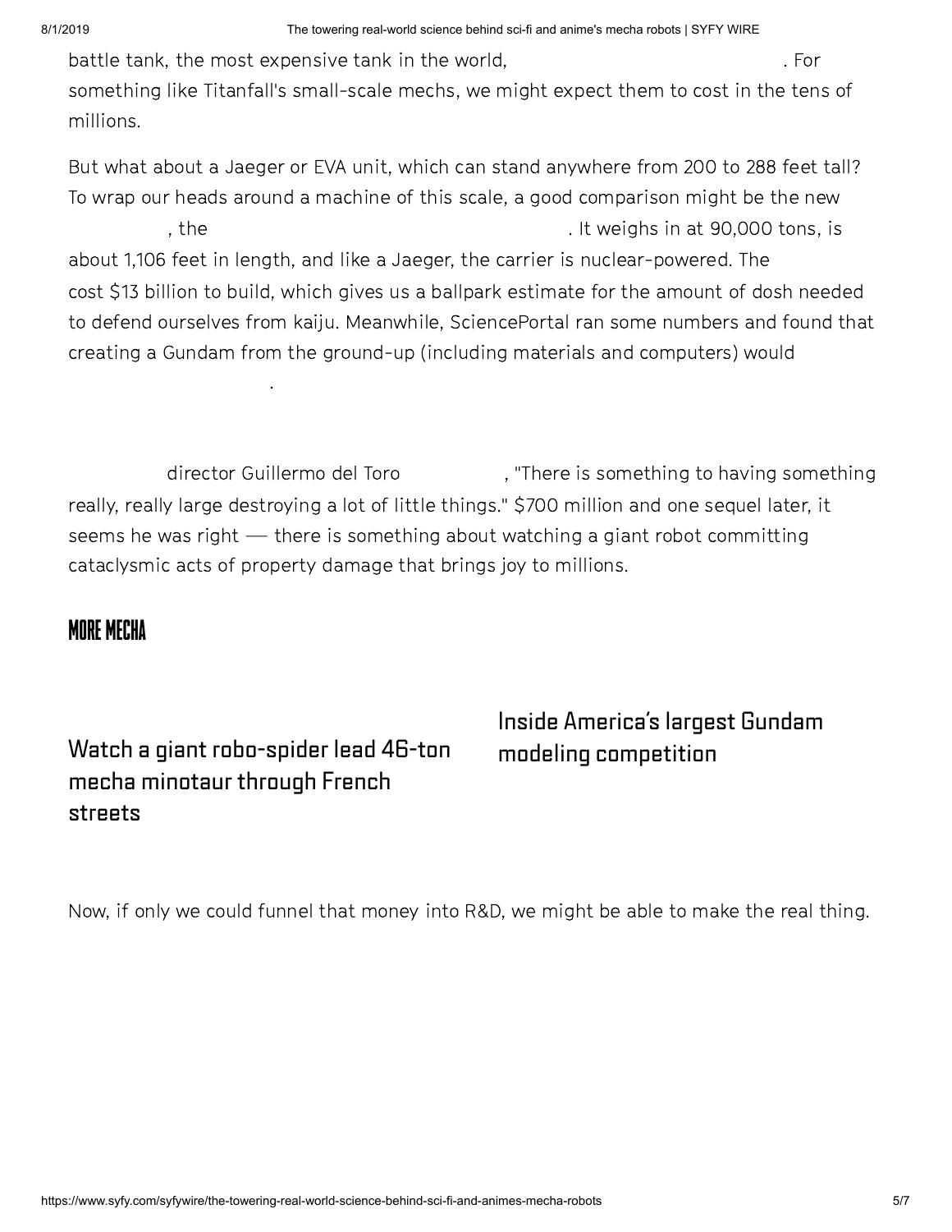battle tank, the most expensive tank in the world, . For something like Titanfall's small-scale mechs, we might expect them to cost in the tens of millions.

But what about a Jaeger or EVA unit, which can stand anywhere from 200 to 288 feet tall? To wrap our heads around a machine of this scale, a good comparison might be the new , the . It weighs in at 90,000 tons, is about 1,106 feet in length, and like a Jaeger, the carrier is nuclear-powered. The cost $13 billion to build, which gives us a ballpark estimate for the amount of dosh needed to defend ourselves from kaiju. Meanwhile, SciencePortal ran some numbers and found that creating a Gundam from the ground-up (including materials and computers) would .

director Guillermo del Toro , "There is something to having something really, really large destroying a lot of little things." $700 million and one sequel later, it seems he was right — there is something about watching a giant robot committing cataclysmic acts of property damage that brings joy to millions.

## MORE MECHA

### Watch a giant robo-spider lead 46-ton mecha minotaur through French streets

### Inside America's largest Gundam modeling competition

Now, if only we could funnel that money into R&D, we might be able to make the real thing.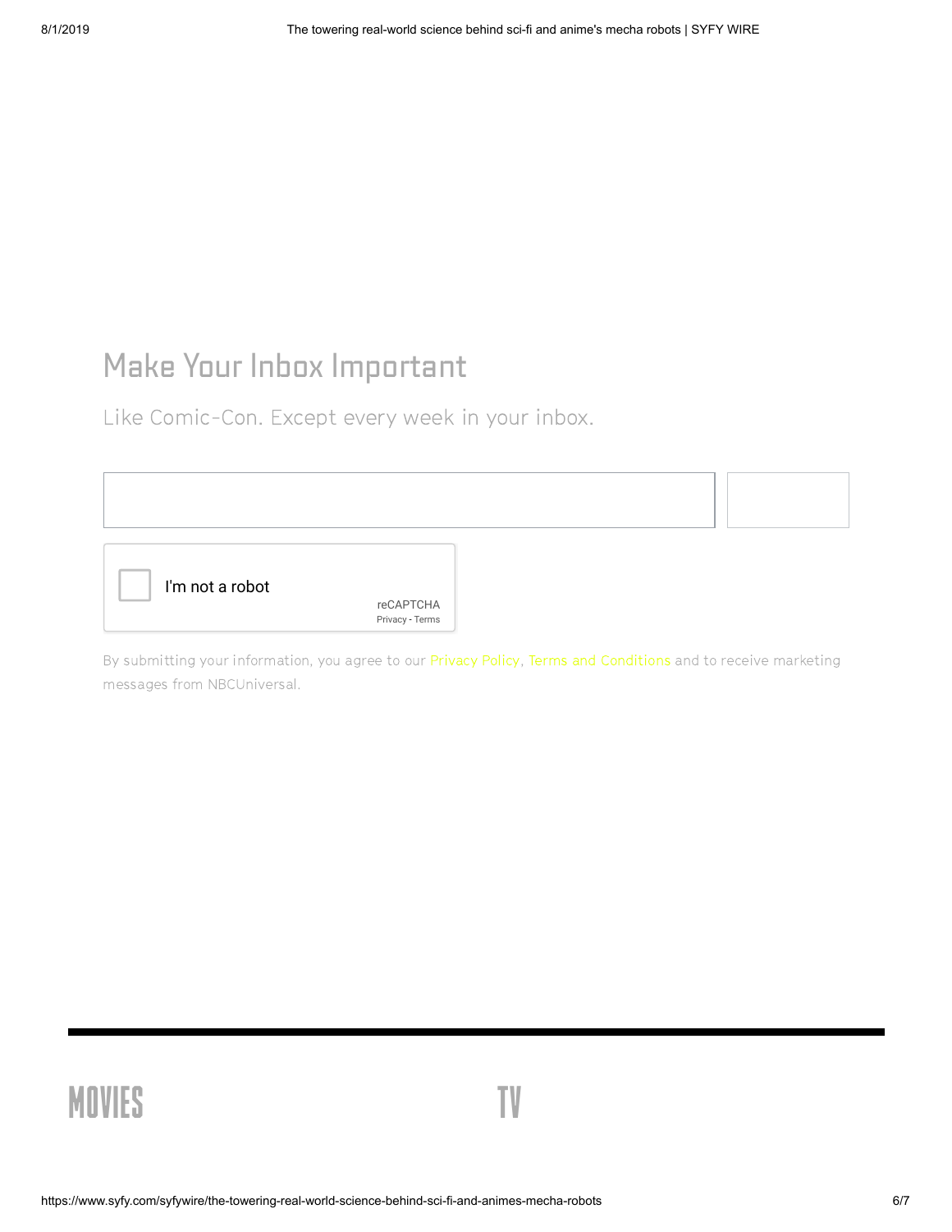## Make Your Inbox Important

Like Comic-Con. Except every week in your inbox.

I'm not a robot

reCAPTCHA
Privacy - Terms

By submitting your information, you agree to our Privacy Policy, Terms and Conditions and to receive marketing messages from NBCUniversal.

MOVIES

TV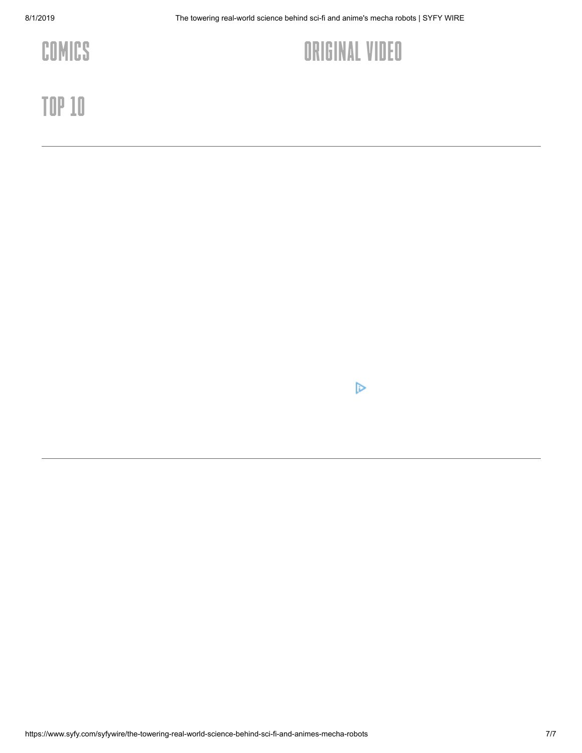COMICS

ORIGINAL VIDEO

TOP 10

---

---